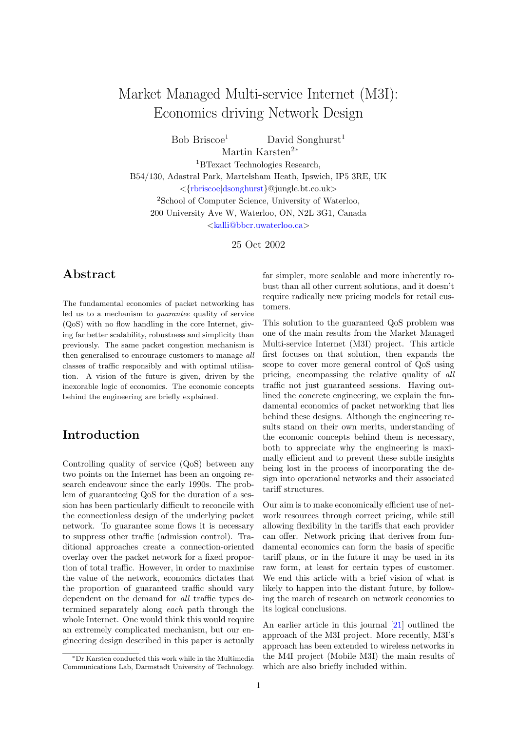# Market Managed Multi-service Internet (M3I): Economics driving Network Design

Bob Briscoe[1] David Songhurst[1]
Martin Karsten[2]*

[1]BTexact Technologies Research,
B54/130, Adastral Park, Martelsham Heath, Ipswich, IP5 3RE, UK
<{rbriscoe|dsonghurst}@jungle.bt.co.uk>

[2]School of Computer Science, University of Waterloo,
200 University Ave W, Waterloo, ON, N2L 3G1, Canada
<kalli@bbcr.uwaterloo.ca>

25 Oct 2002

## Abstract

The fundamental economics of packet networking has led us to a mechanism to *guarantee* quality of service (QoS) with no flow handling in the core Internet, giving far better scalability, robustness and simplicity than previously. The same packet congestion mechanism is then generalised to encourage customers to manage *all* classes of traffic responsibly and with optimal utilisation. A vision of the future is given, driven by the inexorable logic of economics. The economic concepts behind the engineering are briefly explained.

## Introduction

Controlling quality of service (QoS) between any two points on the Internet has been an ongoing research endeavour since the early 1990s. The problem of guaranteeing QoS for the duration of a session has been particularly difficult to reconcile with the connectionless design of the underlying packet network. To guarantee some flows it is necessary to suppress other traffic (admission control). Traditional approaches create a connection-oriented overlay over the packet network for a fixed proportion of total traffic. However, in order to maximise the value of the network, economics dictates that the proportion of guaranteed traffic should vary dependent on the demand for *all* traffic types determined separately along *each* path through the whole Internet. One would think this would require an extremely complicated mechanism, but our engineering design described in this paper is actually far simpler, more scalable and more inherently robust than all other current solutions, and it doesn't require radically new pricing models for retail customers.

This solution to the guaranteed QoS problem was one of the main results from the Market Managed Multi-service Internet (M3I) project. This article first focuses on that solution, then expands the scope to cover more general control of QoS using pricing, encompassing the relative quality of *all* traffic not just guaranteed sessions. Having outlined the concrete engineering, we explain the fundamental economics of packet networking that lies behind these designs. Although the engineering results stand on their own merits, understanding of the economic concepts behind them is necessary, both to appreciate why the engineering is maximally efficient and to prevent these subtle insights being lost in the process of incorporating the design into operational networks and their associated tariff structures.

Our aim is to make economically efficient use of network resources through correct pricing, while still allowing flexibility in the tariffs that each provider can offer. Network pricing that derives from fundamental economics can form the basis of specific tariff plans, or in the future it may be used in its raw form, at least for certain types of customer. We end this article with a brief vision of what is likely to happen into the distant future, by following the march of research on network economics to its logical conclusions.

An earlier article in this journal [21] outlined the approach of the M3I project. More recently, M3I's approach has been extended to wireless networks in the M4I project (Mobile M3I) the main results of which are also briefly included within.

*Dr Karsten conducted this work while in the Multimedia Communications Lab, Darmstadt University of Technology.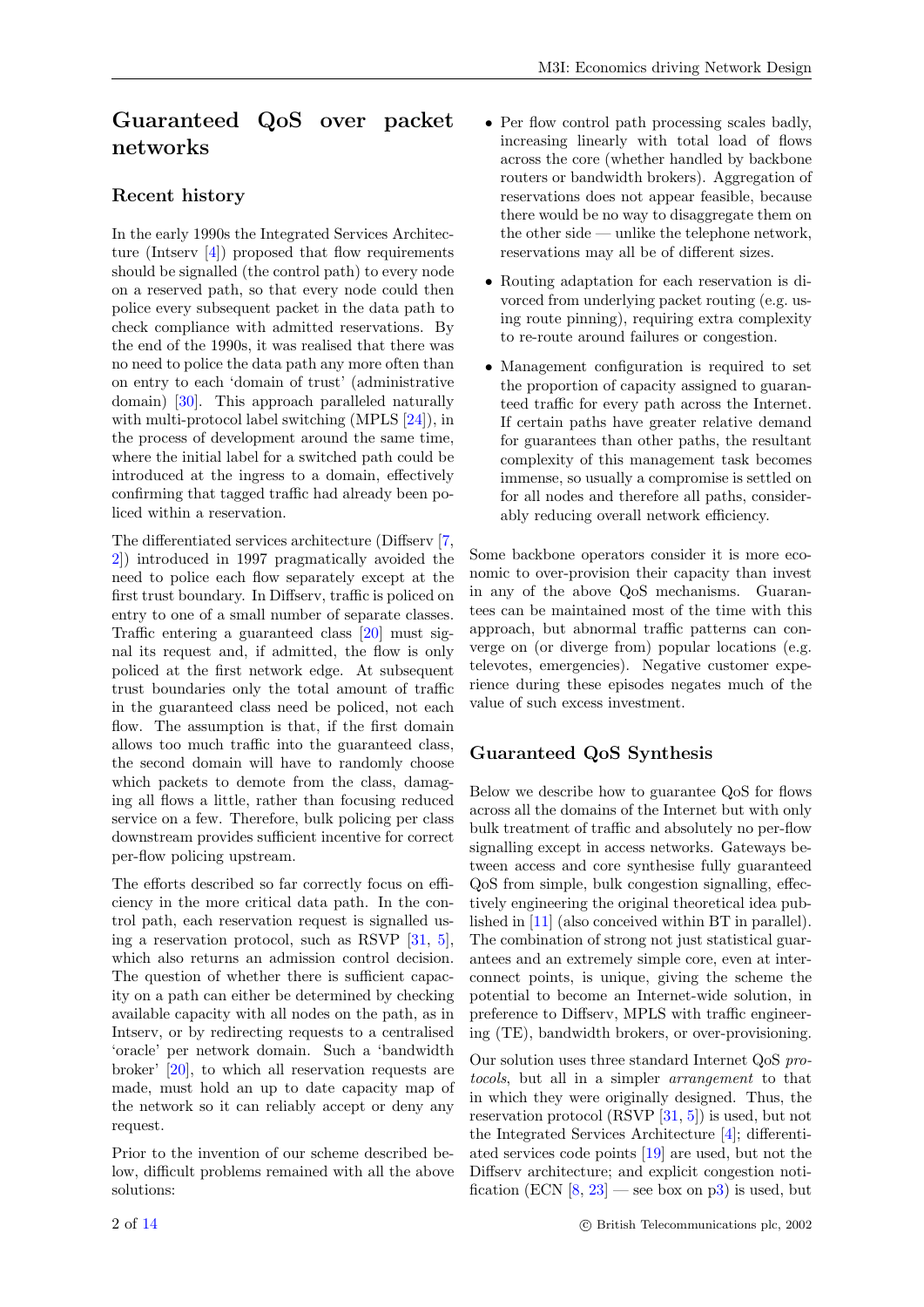## Guaranteed QoS over packet networks

### Recent history

In the early 1990s the Integrated Services Architecture (Intserv [4]) proposed that flow requirements should be signalled (the control path) to every node on a reserved path, so that every node could then police every subsequent packet in the data path to check compliance with admitted reservations. By the end of the 1990s, it was realised that there was no need to police the data path any more often than on entry to each 'domain of trust' (administrative domain) [30]. This approach paralleled naturally with multi-protocol label switching (MPLS [24]), in the process of development around the same time, where the initial label for a switched path could be introduced at the ingress to a domain, effectively confirming that tagged traffic had already been policed within a reservation.

The differentiated services architecture (Diffserv [7, 2]) introduced in 1997 pragmatically avoided the need to police each flow separately except at the first trust boundary. In Diffserv, traffic is policed on entry to one of a small number of separate classes. Traffic entering a guaranteed class [20] must signal its request and, if admitted, the flow is only policed at the first network edge. At subsequent trust boundaries only the total amount of traffic in the guaranteed class need be policed, not each flow. The assumption is that, if the first domain allows too much traffic into the guaranteed class, the second domain will have to randomly choose which packets to demote from the class, damaging all flows a little, rather than focusing reduced service on a few. Therefore, bulk policing per class downstream provides sufficient incentive for correct per-flow policing upstream.

The efforts described so far correctly focus on efficiency in the more critical data path. In the control path, each reservation request is signalled using a reservation protocol, such as RSVP [31, 5], which also returns an admission control decision. The question of whether there is sufficient capacity on a path can either be determined by checking available capacity with all nodes on the path, as in Intserv, or by redirecting requests to a centralised 'oracle' per network domain. Such a 'bandwidth broker' [20], to which all reservation requests are made, must hold an up to date capacity map of the network so it can reliably accept or deny any request.

Prior to the invention of our scheme described below, difficult problems remained with all the above solutions:

- Per flow control path processing scales badly, increasing linearly with total load of flows across the core (whether handled by backbone routers or bandwidth brokers). Aggregation of reservations does not appear feasible, because there would be no way to disaggregate them on the other side — unlike the telephone network, reservations may all be of different sizes.
- Routing adaptation for each reservation is divorced from underlying packet routing (e.g. using route pinning), requiring extra complexity to re-route around failures or congestion.
- Management configuration is required to set the proportion of capacity assigned to guaranteed traffic for every path across the Internet. If certain paths have greater relative demand for guarantees than other paths, the resultant complexity of this management task becomes immense, so usually a compromise is settled on for all nodes and therefore all paths, considerably reducing overall network efficiency.

Some backbone operators consider it is more economic to over-provision their capacity than invest in any of the above QoS mechanisms. Guarantees can be maintained most of the time with this approach, but abnormal traffic patterns can converge on (or diverge from) popular locations (e.g. televotes, emergencies). Negative customer experience during these episodes negates much of the value of such excess investment.

## Guaranteed QoS Synthesis

Below we describe how to guarantee QoS for flows across all the domains of the Internet but with only bulk treatment of traffic and absolutely no per-flow signalling except in access networks. Gateways between access and core synthesise fully guaranteed QoS from simple, bulk congestion signalling, effectively engineering the original theoretical idea published in [11] (also conceived within BT in parallel). The combination of strong not just statistical guarantees and an extremely simple core, even at interconnect points, is unique, giving the scheme the potential to become an Internet-wide solution, in preference to Diffserv, MPLS with traffic engineering (TE), bandwidth brokers, or over-provisioning.

Our solution uses three standard Internet QoS *protocols*, but all in a simpler *arrangement* to that in which they were originally designed. Thus, the reservation protocol (RSVP [31, 5]) is used, but not the Integrated Services Architecture [4]; differentiated services code points [19] are used, but not the Diffserv architecture; and explicit congestion notification (ECN [8, 23] — see box on p3) is used, but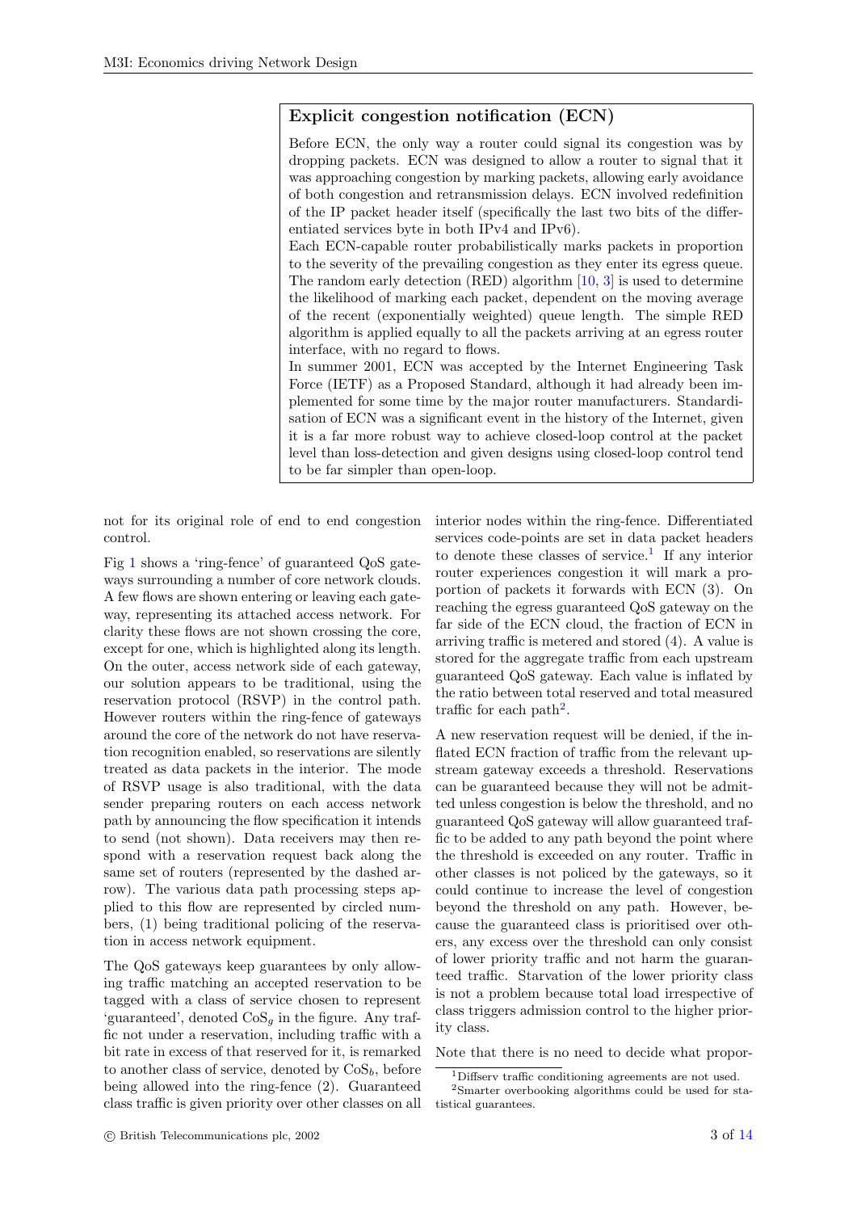### Explicit congestion notification (ECN)

Before ECN, the only way a router could signal its congestion was by dropping packets. ECN was designed to allow a router to signal that it was approaching congestion by marking packets, allowing early avoidance of both congestion and retransmission delays. ECN involved redefinition of the IP packet header itself (specifically the last two bits of the differentiated services byte in both IPv4 and IPv6).

Each ECN-capable router probabilistically marks packets in proportion to the severity of the prevailing congestion as they enter its egress queue. The random early detection (RED) algorithm [10, 3] is used to determine the likelihood of marking each packet, dependent on the moving average of the recent (exponentially weighted) queue length. The simple RED algorithm is applied equally to all the packets arriving at an egress router interface, with no regard to flows.

In summer 2001, ECN was accepted by the Internet Engineering Task Force (IETF) as a Proposed Standard, although it had already been implemented for some time by the major router manufacturers. Standardisation of ECN was a significant event in the history of the Internet, given it is a far more robust way to achieve closed-loop control at the packet level than loss-detection and given designs using closed-loop control tend to be far simpler than open-loop.

not for its original role of end to end congestion control.

Fig 1 shows a 'ring-fence' of guaranteed QoS gateways surrounding a number of core network clouds. A few flows are shown entering or leaving each gateway, representing its attached access network. For clarity these flows are not shown crossing the core, except for one, which is highlighted along its length. On the outer, access network side of each gateway, our solution appears to be traditional, using the reservation protocol (RSVP) in the control path. However routers within the ring-fence of gateways around the core of the network do not have reservation recognition enabled, so reservations are silently treated as data packets in the interior. The mode of RSVP usage is also traditional, with the data sender preparing routers on each access network path by announcing the flow specification it intends to send (not shown). Data receivers may then respond with a reservation request back along the same set of routers (represented by the dashed arrow). The various data path processing steps applied to this flow are represented by circled numbers, (1) being traditional policing of the reservation in access network equipment.

The QoS gateways keep guarantees by only allowing traffic matching an accepted reservation to be tagged with a class of service chosen to represent 'guaranteed', denoted $\mathrm{CoS}_g$ in the figure. Any traffic not under a reservation, including traffic with a bit rate in excess of that reserved for it, is remarked to another class of service, denoted by $\mathrm{CoS}_b$, before being allowed into the ring-fence (2). Guaranteed class traffic is given priority over other classes on all interior nodes within the ring-fence. Differentiated services code-points are set in data packet headers to denote these classes of service.[1] If any interior router experiences congestion it will mark a proportion of packets it forwards with ECN (3). On reaching the egress guaranteed QoS gateway on the far side of the ECN cloud, the fraction of ECN in arriving traffic is metered and stored (4). A value is stored for the aggregate traffic from each upstream guaranteed QoS gateway. Each value is inflated by the ratio between total reserved and total measured traffic for each path[2].

A new reservation request will be denied, if the inflated ECN fraction of traffic from the relevant upstream gateway exceeds a threshold. Reservations can be guaranteed because they will not be admitted unless congestion is below the threshold, and no guaranteed QoS gateway will allow guaranteed traffic to be added to any path beyond the point where the threshold is exceeded on any router. Traffic in other classes is not policed by the gateways, so it could continue to increase the level of congestion beyond the threshold on any path. However, because the guaranteed class is prioritised over others, any excess over the threshold can only consist of lower priority traffic and not harm the guaranteed traffic. Starvation of the lower priority class is not a problem because total load irrespective of class triggers admission control to the higher priority class.

Note that there is no need to decide what propor-

[1] Diffserv traffic conditioning agreements are not used.

[2] Smarter overbooking algorithms could be used for statistical guarantees.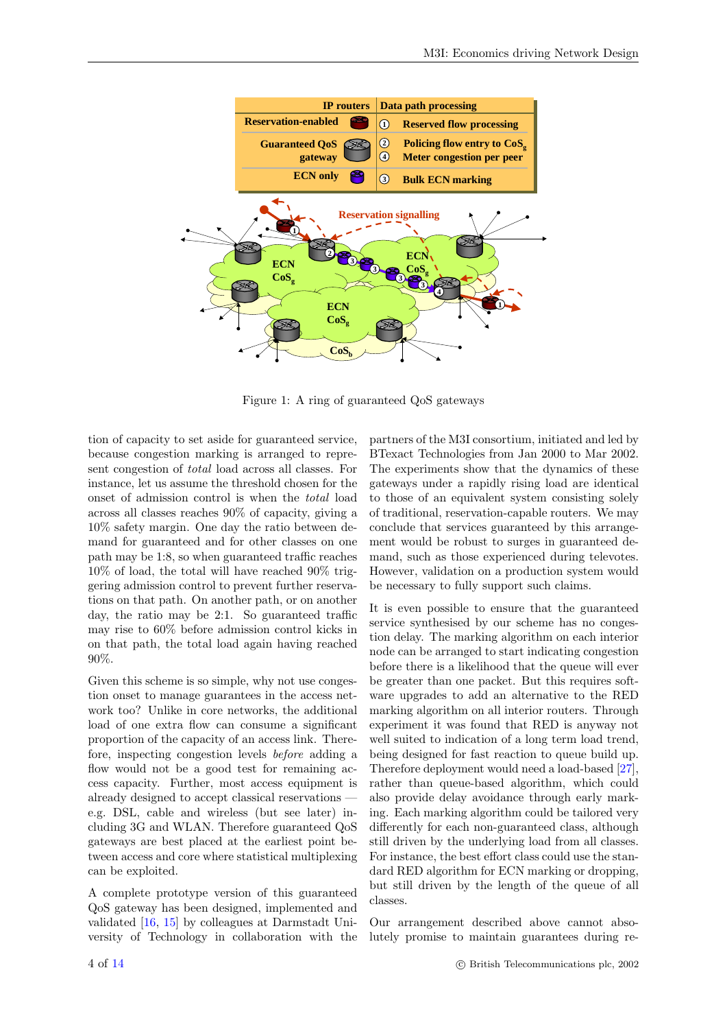Figure 1: A ring of guaranteed QoS gateways

tion of capacity to set aside for guaranteed service, because congestion marking is arranged to represent congestion of *total* load across all classes. For instance, let us assume the threshold chosen for the onset of admission control is when the *total* load across all classes reaches 90% of capacity, giving a 10% safety margin. One day the ratio between demand for guaranteed and for other classes on one path may be 1:8, so when guaranteed traffic reaches 10% of load, the total will have reached 90% triggering admission control to prevent further reservations on that path. On another path, or on another day, the ratio may be 2:1. So guaranteed traffic may rise to 60% before admission control kicks in on that path, the total load again having reached 90%.

Given this scheme is so simple, why not use congestion onset to manage guarantees in the access network too? Unlike in core networks, the additional load of one extra flow can consume a significant proportion of the capacity of an access link. Therefore, inspecting congestion levels *before* adding a flow would not be a good test for remaining access capacity. Further, most access equipment is already designed to accept classical reservations — e.g. DSL, cable and wireless (but see later) including 3G and WLAN. Therefore guaranteed QoS gateways are best placed at the earliest point between access and core where statistical multiplexing can be exploited.

A complete prototype version of this guaranteed QoS gateway has been designed, implemented and validated [16, 15] by colleagues at Darmstadt University of Technology in collaboration with the partners of the M3I consortium, initiated and led by BTexact Technologies from Jan 2000 to Mar 2002. The experiments show that the dynamics of these gateways under a rapidly rising load are identical to those of an equivalent system consisting solely of traditional, reservation-capable routers. We may conclude that services guaranteed by this arrangement would be robust to surges in guaranteed demand, such as those experienced during televotes. However, validation on a production system would be necessary to fully support such claims.

It is even possible to ensure that the guaranteed service synthesised by our scheme has no congestion delay. The marking algorithm on each interior node can be arranged to start indicating congestion before there is a likelihood that the queue will ever be greater than one packet. But this requires software upgrades to add an alternative to the RED marking algorithm on all interior routers. Through experiment it was found that RED is anyway not well suited to indication of a long term load trend, being designed for fast reaction to queue build up. Therefore deployment would need a load-based [27], rather than queue-based algorithm, which could also provide delay avoidance through early marking. Each marking algorithm could be tailored very differently for each non-guaranteed class, although still driven by the underlying load from all classes. For instance, the best effort class could use the standard RED algorithm for ECN marking or dropping, but still driven by the length of the queue of all classes.

Our arrangement described above cannot absolutely promise to maintain guarantees during re-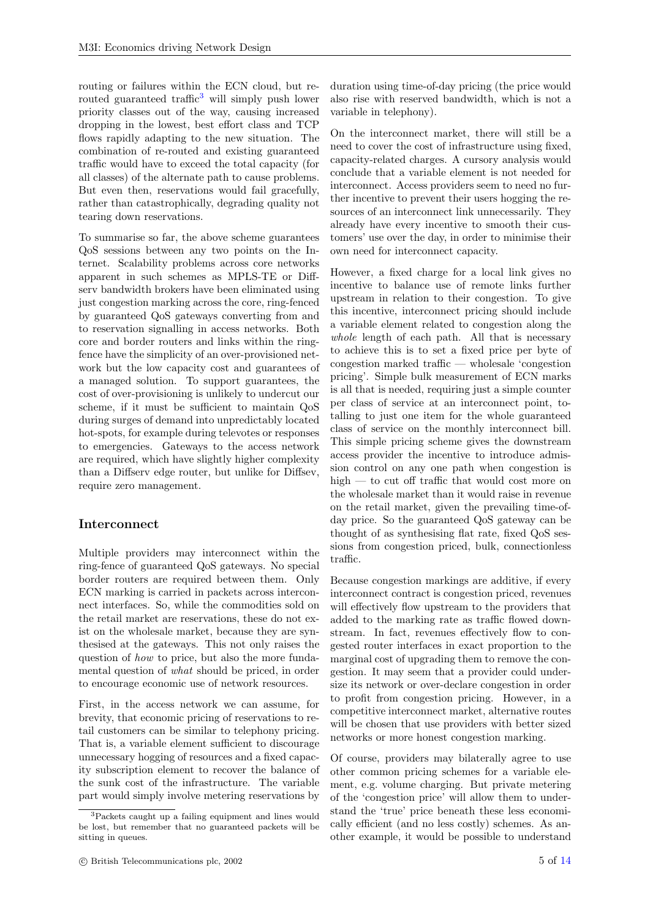routing or failures within the ECN cloud, but re-routed guaranteed traffic[3] will simply push lower priority classes out of the way, causing increased dropping in the lowest, best effort class and TCP flows rapidly adapting to the new situation. The combination of re-routed and existing guaranteed traffic would have to exceed the total capacity (for all classes) of the alternate path to cause problems. But even then, reservations would fail gracefully, rather than catastrophically, degrading quality not tearing down reservations.

To summarise so far, the above scheme guarantees QoS sessions between any two points on the Internet. Scalability problems across core networks apparent in such schemes as MPLS-TE or Diffserv bandwidth brokers have been eliminated using just congestion marking across the core, ring-fenced by guaranteed QoS gateways converting from and to reservation signalling in access networks. Both core and border routers and links within the ring-fence have the simplicity of an over-provisioned network but the low capacity cost and guarantees of a managed solution. To support guarantees, the cost of over-provisioning is unlikely to undercut our scheme, if it must be sufficient to maintain QoS during surges of demand into unpredictably located hot-spots, for example during televotes or responses to emergencies. Gateways to the access network are required, which have slightly higher complexity than a Diffserv edge router, but unlike for Diffsev, require zero management.

## Interconnect

Multiple providers may interconnect within the ring-fence of guaranteed QoS gateways. No special border routers are required between them. Only ECN marking is carried in packets across interconnect interfaces. So, while the commodities sold on the retail market are reservations, these do not exist on the wholesale market, because they are synthesised at the gateways. This not only raises the question of *how* to price, but also the more fundamental question of *what* should be priced, in order to encourage economic use of network resources.

First, in the access network we can assume, for brevity, that economic pricing of reservations to retail customers can be similar to telephony pricing. That is, a variable element sufficient to discourage unnecessary hogging of resources and a fixed capacity subscription element to recover the balance of the sunk cost of the infrastructure. The variable part would simply involve metering reservations by duration using time-of-day pricing (the price would also rise with reserved bandwidth, which is not a variable in telephony).

On the interconnect market, there will still be a need to cover the cost of infrastructure using fixed, capacity-related charges. A cursory analysis would conclude that a variable element is not needed for interconnect. Access providers seem to need no further incentive to prevent their users hogging the resources of an interconnect link unnecessarily. They already have every incentive to smooth their customers' use over the day, in order to minimise their own need for interconnect capacity.

However, a fixed charge for a local link gives no incentive to balance use of remote links further upstream in relation to their congestion. To give this incentive, interconnect pricing should include a variable element related to congestion along the *whole* length of each path. All that is necessary to achieve this is to set a fixed price per byte of congestion marked traffic — wholesale 'congestion pricing'. Simple bulk measurement of ECN marks is all that is needed, requiring just a simple counter per class of service at an interconnect point, totalling to just one item for the whole guaranteed class of service on the monthly interconnect bill. This simple pricing scheme gives the downstream access provider the incentive to introduce admission control on any one path when congestion is high — to cut off traffic that would cost more on the wholesale market than it would raise in revenue on the retail market, given the prevailing time-of-day price. So the guaranteed QoS gateway can be thought of as synthesising flat rate, fixed QoS sessions from congestion priced, bulk, connectionless traffic.

Because congestion markings are additive, if every interconnect contract is congestion priced, revenues will effectively flow upstream to the providers that added to the marking rate as traffic flowed downstream. In fact, revenues effectively flow to congested router interfaces in exact proportion to the marginal cost of upgrading them to remove the congestion. It may seem that a provider could undersize its network or over-declare congestion in order to profit from congestion pricing. However, in a competitive interconnect market, alternative routes will be chosen that use providers with better sized networks or more honest congestion marking.

Of course, providers may bilaterally agree to use other common pricing schemes for a variable element, e.g. volume charging. But private metering of the 'congestion price' will allow them to understand the 'true' price beneath these less economically efficient (and no less costly) schemes. As another example, it would be possible to understand

[3] Packets caught up a failing equipment and lines would be lost, but remember that no guaranteed packets will be sitting in queues.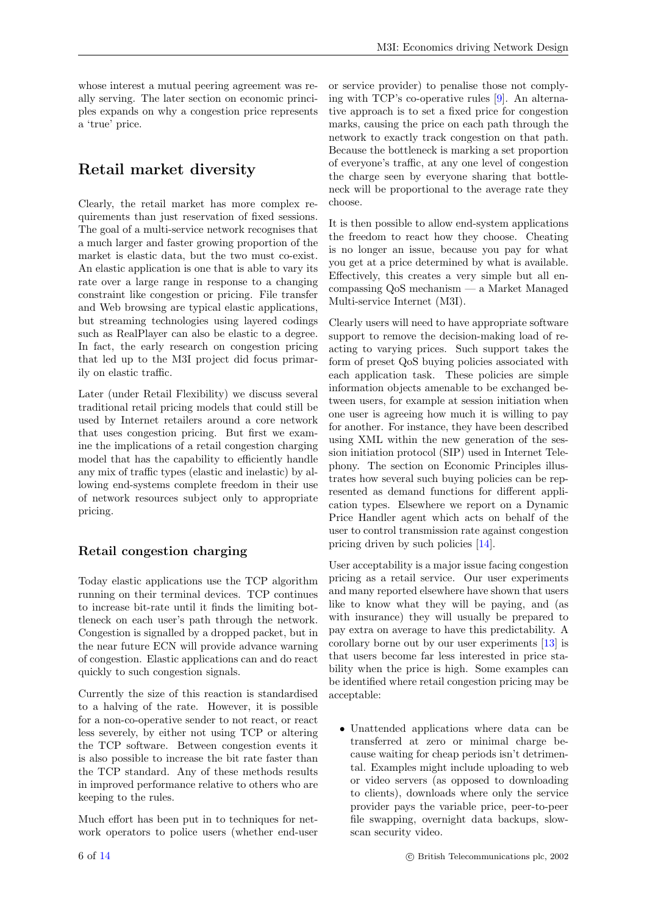whose interest a mutual peering agreement was really serving. The later section on economic principles expands on why a congestion price represents a 'true' price.

## Retail market diversity

Clearly, the retail market has more complex requirements than just reservation of fixed sessions. The goal of a multi-service network recognises that a much larger and faster growing proportion of the market is elastic data, but the two must co-exist. An elastic application is one that is able to vary its rate over a large range in response to a changing constraint like congestion or pricing. File transfer and Web browsing are typical elastic applications, but streaming technologies using layered codings such as RealPlayer can also be elastic to a degree. In fact, the early research on congestion pricing that led up to the M3I project did focus primarily on elastic traffic.

Later (under Retail Flexibility) we discuss several traditional retail pricing models that could still be used by Internet retailers around a core network that uses congestion pricing. But first we examine the implications of a retail congestion charging model that has the capability to efficiently handle any mix of traffic types (elastic and inelastic) by allowing end-systems complete freedom in their use of network resources subject only to appropriate pricing.

### Retail congestion charging

Today elastic applications use the TCP algorithm running on their terminal devices. TCP continues to increase bit-rate until it finds the limiting bottleneck on each user's path through the network. Congestion is signalled by a dropped packet, but in the near future ECN will provide advance warning of congestion. Elastic applications can and do react quickly to such congestion signals.

Currently the size of this reaction is standardised to a halving of the rate. However, it is possible for a non-co-operative sender to not react, or react less severely, by either not using TCP or altering the TCP software. Between congestion events it is also possible to increase the bit rate faster than the TCP standard. Any of these methods results in improved performance relative to others who are keeping to the rules.

Much effort has been put in to techniques for network operators to police users (whether end-user or service provider) to penalise those not complying with TCP's co-operative rules [9]. An alternative approach is to set a fixed price for congestion marks, causing the price on each path through the network to exactly track congestion on that path. Because the bottleneck is marking a set proportion of everyone's traffic, at any one level of congestion the charge seen by everyone sharing that bottleneck will be proportional to the average rate they choose.

It is then possible to allow end-system applications the freedom to react how they choose. Cheating is no longer an issue, because you pay for what you get at a price determined by what is available. Effectively, this creates a very simple but all encompassing QoS mechanism — a Market Managed Multi-service Internet (M3I).

Clearly users will need to have appropriate software support to remove the decision-making load of reacting to varying prices. Such support takes the form of preset QoS buying policies associated with each application task. These policies are simple information objects amenable to be exchanged between users, for example at session initiation when one user is agreeing how much it is willing to pay for another. For instance, they have been described using XML within the new generation of the session initiation protocol (SIP) used in Internet Telephony. The section on Economic Principles illustrates how several such buying policies can be represented as demand functions for different application types. Elsewhere we report on a Dynamic Price Handler agent which acts on behalf of the user to control transmission rate against congestion pricing driven by such policies [14].

User acceptability is a major issue facing congestion pricing as a retail service. Our user experiments and many reported elsewhere have shown that users like to know what they will be paying, and (as with insurance) they will usually be prepared to pay extra on average to have this predictability. A corollary borne out by our user experiments [13] is that users become far less interested in price stability when the price is high. Some examples can be identified where retail congestion pricing may be acceptable:

- Unattended applications where data can be transferred at zero or minimal charge because waiting for cheap periods isn't detrimental. Examples might include uploading to web or video servers (as opposed to downloading to clients), downloads where only the service provider pays the variable price, peer-to-peer file swapping, overnight data backups, slow-scan security video.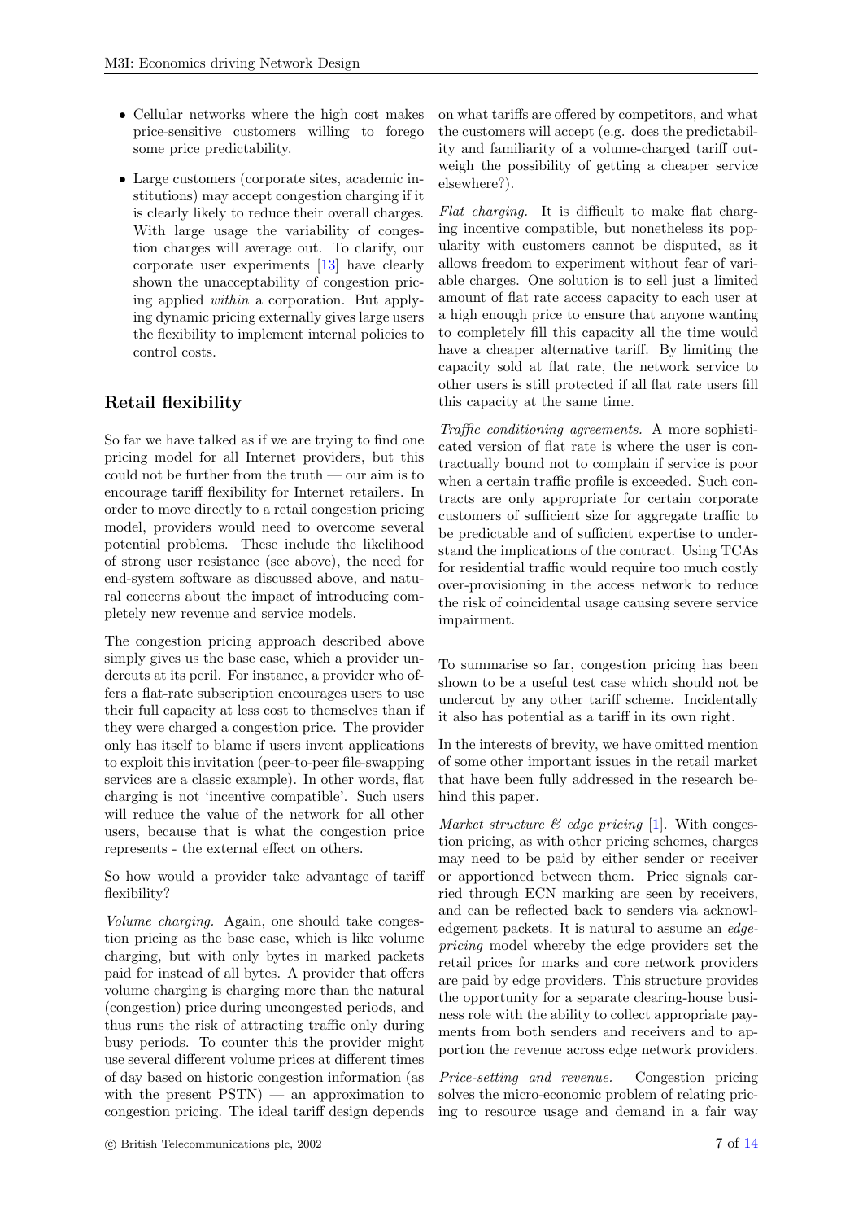- Cellular networks where the high cost makes price-sensitive customers willing to forego some price predictability.
- Large customers (corporate sites, academic institutions) may accept congestion charging if it is clearly likely to reduce their overall charges. With large usage the variability of congestion charges will average out. To clarify, our corporate user experiments [13] have clearly shown the unacceptability of congestion pricing applied *within* a corporation. But applying dynamic pricing externally gives large users the flexibility to implement internal policies to control costs.

## Retail flexibility

So far we have talked as if we are trying to find one pricing model for all Internet providers, but this could not be further from the truth — our aim is to encourage tariff flexibility for Internet retailers. In order to move directly to a retail congestion pricing model, providers would need to overcome several potential problems. These include the likelihood of strong user resistance (see above), the need for end-system software as discussed above, and natural concerns about the impact of introducing completely new revenue and service models.

The congestion pricing approach described above simply gives us the base case, which a provider undercuts at its peril. For instance, a provider who offers a flat-rate subscription encourages users to use their full capacity at less cost to themselves than if they were charged a congestion price. The provider only has itself to blame if users invent applications to exploit this invitation (peer-to-peer file-swapping services are a classic example). In other words, flat charging is not 'incentive compatible'. Such users will reduce the value of the network for all other users, because that is what the congestion price represents - the external effect on others.

So how would a provider take advantage of tariff flexibility?

*Volume charging.* Again, one should take congestion pricing as the base case, which is like volume charging, but with only bytes in marked packets paid for instead of all bytes. A provider that offers volume charging is charging more than the natural (congestion) price during uncongested periods, and thus runs the risk of attracting traffic only during busy periods. To counter this the provider might use several different volume prices at different times of day based on historic congestion information (as with the present PSTN) — an approximation to congestion pricing. The ideal tariff design depends on what tariffs are offered by competitors, and what the customers will accept (e.g. does the predictability and familiarity of a volume-charged tariff outweigh the possibility of getting a cheaper service elsewhere?).

*Flat charging.* It is difficult to make flat charging incentive compatible, but nonetheless its popularity with customers cannot be disputed, as it allows freedom to experiment without fear of variable charges. One solution is to sell just a limited amount of flat rate access capacity to each user at a high enough price to ensure that anyone wanting to completely fill this capacity all the time would have a cheaper alternative tariff. By limiting the capacity sold at flat rate, the network service to other users is still protected if all flat rate users fill this capacity at the same time.

*Traffic conditioning agreements.* A more sophisticated version of flat rate is where the user is contractually bound not to complain if service is poor when a certain traffic profile is exceeded. Such contracts are only appropriate for certain corporate customers of sufficient size for aggregate traffic to be predictable and of sufficient expertise to understand the implications of the contract. Using TCAs for residential traffic would require too much costly over-provisioning in the access network to reduce the risk of coincidental usage causing severe service impairment.

To summarise so far, congestion pricing has been shown to be a useful test case which should not be undercut by any other tariff scheme. Incidentally it also has potential as a tariff in its own right.

In the interests of brevity, we have omitted mention of some other important issues in the retail market that have been fully addressed in the research behind this paper.

*Market structure & edge pricing* [1]. With congestion pricing, as with other pricing schemes, charges may need to be paid by either sender or receiver or apportioned between them. Price signals carried through ECN marking are seen by receivers, and can be reflected back to senders via acknowledgement packets. It is natural to assume an *edge-pricing* model whereby the edge providers set the retail prices for marks and core network providers are paid by edge providers. This structure provides the opportunity for a separate clearing-house business role with the ability to collect appropriate payments from both senders and receivers and to apportion the revenue across edge network providers.

*Price-setting and revenue.* Congestion pricing solves the micro-economic problem of relating pricing to resource usage and demand in a fair way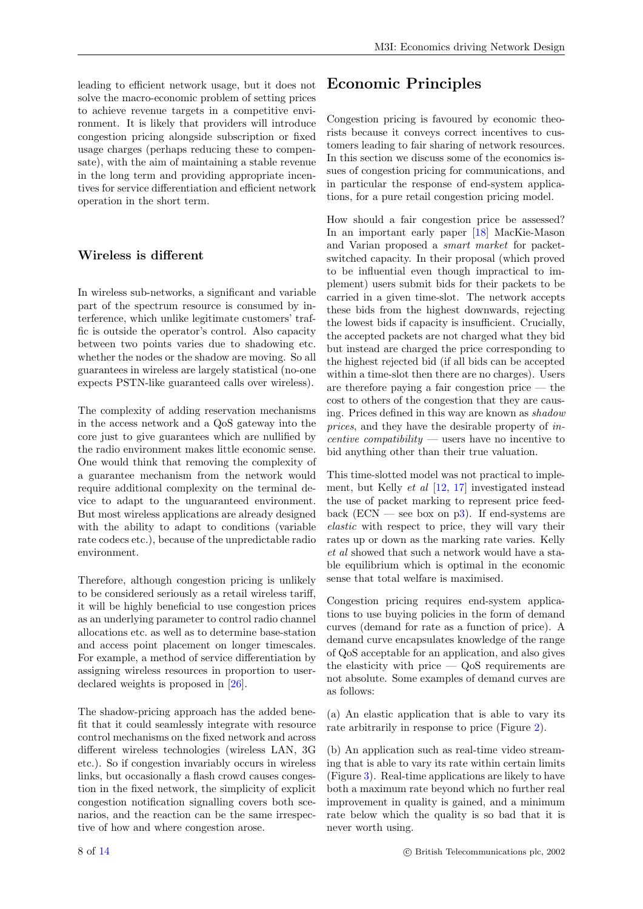leading to efficient network usage, but it does not solve the macro-economic problem of setting prices to achieve revenue targets in a competitive environment. It is likely that providers will introduce congestion pricing alongside subscription or fixed usage charges (perhaps reducing these to compensate), with the aim of maintaining a stable revenue in the long term and providing appropriate incentives for service differentiation and efficient network operation in the short term.

### Wireless is different

In wireless sub-networks, a significant and variable part of the spectrum resource is consumed by interference, which unlike legitimate customers' traffic is outside the operator's control. Also capacity between two points varies due to shadowing etc. whether the nodes or the shadow are moving. So all guarantees in wireless are largely statistical (no-one expects PSTN-like guaranteed calls over wireless).

The complexity of adding reservation mechanisms in the access network and a QoS gateway into the core just to give guarantees which are nullified by the radio environment makes little economic sense. One would think that removing the complexity of a guarantee mechanism from the network would require additional complexity on the terminal device to adapt to the unguaranteed environment. But most wireless applications are already designed with the ability to adapt to conditions (variable rate codecs etc.), because of the unpredictable radio environment.

Therefore, although congestion pricing is unlikely to be considered seriously as a retail wireless tariff, it will be highly beneficial to use congestion prices as an underlying parameter to control radio channel allocations etc. as well as to determine base-station and access point placement on longer timescales. For example, a method of service differentiation by assigning wireless resources in proportion to user-declared weights is proposed in [26].

The shadow-pricing approach has the added benefit that it could seamlessly integrate with resource control mechanisms on the fixed network and across different wireless technologies (wireless LAN, 3G etc.). So if congestion invariably occurs in wireless links, but occasionally a flash crowd causes congestion in the fixed network, the simplicity of explicit congestion notification signalling covers both scenarios, and the reaction can be the same irrespective of how and where congestion arose.

## Economic Principles

Congestion pricing is favoured by economic theorists because it conveys correct incentives to customers leading to fair sharing of network resources. In this section we discuss some of the economics issues of congestion pricing for communications, and in particular the response of end-system applications, for a pure retail congestion pricing model.

How should a fair congestion price be assessed? In an important early paper [18] MacKie-Mason and Varian proposed a *smart market* for packet-switched capacity. In their proposal (which proved to be influential even though impractical to implement) users submit bids for their packets to be carried in a given time-slot. The network accepts these bids from the highest downwards, rejecting the lowest bids if capacity is insufficient. Crucially, the accepted packets are not charged what they bid but instead are charged the price corresponding to the highest rejected bid (if all bids can be accepted within a time-slot then there are no charges). Users are therefore paying a fair congestion price — the cost to others of the congestion that they are causing. Prices defined in this way are known as *shadow prices*, and they have the desirable property of *incentive compatibility* — users have no incentive to bid anything other than their true valuation.

This time-slotted model was not practical to implement, but Kelly *et al* [12, 17] investigated instead the use of packet marking to represent price feedback (ECN — see box on p3). If end-systems are *elastic* with respect to price, they will vary their rates up or down as the marking rate varies. Kelly *et al* showed that such a network would have a stable equilibrium which is optimal in the economic sense that total welfare is maximised.

Congestion pricing requires end-system applications to use buying policies in the form of demand curves (demand for rate as a function of price). A demand curve encapsulates knowledge of the range of QoS acceptable for an application, and also gives the elasticity with price — QoS requirements are not absolute. Some examples of demand curves are as follows:

(a) An elastic application that is able to vary its rate arbitrarily in response to price (Figure 2).

(b) An application such as real-time video streaming that is able to vary its rate within certain limits (Figure 3). Real-time applications are likely to have both a maximum rate beyond which no further real improvement in quality is gained, and a minimum rate below which the quality is so bad that it is never worth using.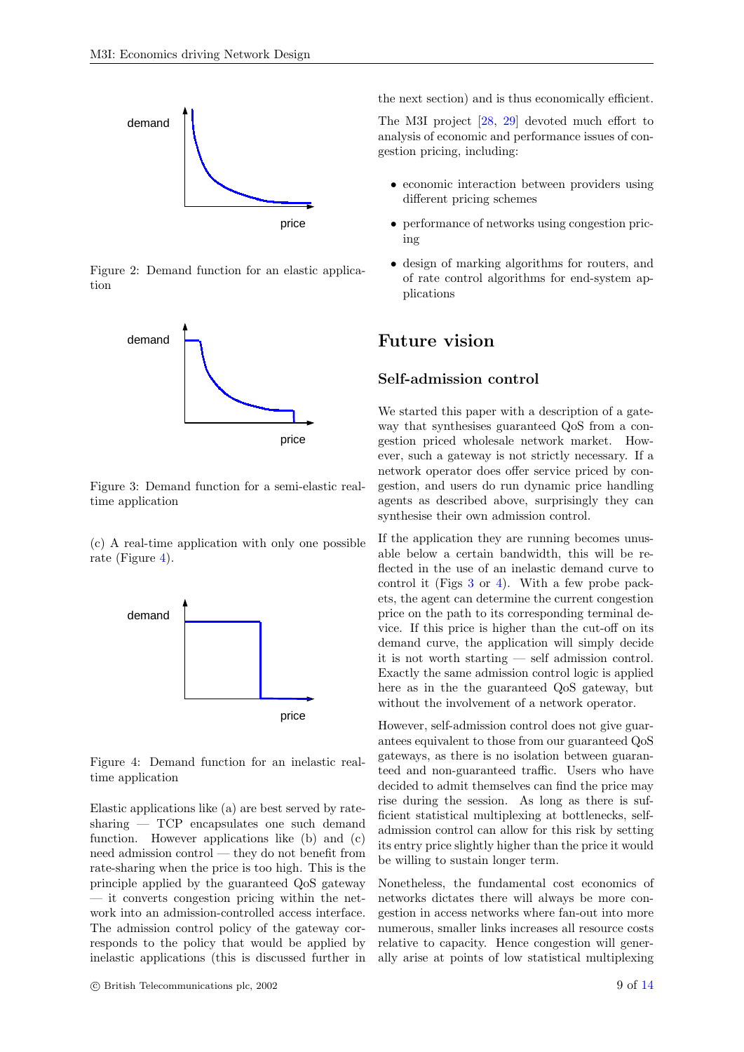demand

price

Figure 2: Demand function for an elastic application

demand

price

Figure 3: Demand function for a semi-elastic real-time application

(c) A real-time application with only one possible rate (Figure 4).

demand

price

Figure 4: Demand function for an inelastic real-time application

Elastic applications like (a) are best served by rate-sharing — TCP encapsulates one such demand function. However applications like (b) and (c) need admission control — they do not benefit from rate-sharing when the price is too high. This is the principle applied by the guaranteed QoS gateway — it converts congestion pricing within the network into an admission-controlled access interface. The admission control policy of the gateway corresponds to the policy that would be applied by inelastic applications (this is discussed further in the next section) and is thus economically efficient.

The M3I project [28, 29] devoted much effort to analysis of economic and performance issues of congestion pricing, including:

- economic interaction between providers using different pricing schemes
- performance of networks using congestion pricing
- design of marking algorithms for routers, and of rate control algorithms for end-system applications

# Future vision

## Self-admission control

We started this paper with a description of a gateway that synthesises guaranteed QoS from a congestion priced wholesale network market. However, such a gateway is not strictly necessary. If a network operator does offer service priced by congestion, and users do run dynamic price handling agents as described above, surprisingly they can synthesise their own admission control.

If the application they are running becomes unusable below a certain bandwidth, this will be reflected in the use of an inelastic demand curve to control it (Figs 3 or 4). With a few probe packets, the agent can determine the current congestion price on the path to its corresponding terminal device. If this price is higher than the cut-off on its demand curve, the application will simply decide it is not worth starting — self admission control. Exactly the same admission control logic is applied here as in the the guaranteed QoS gateway, but without the involvement of a network operator.

However, self-admission control does not give guarantees equivalent to those from our guaranteed QoS gateways, as there is no isolation between guaranteed and non-guaranteed traffic. Users who have decided to admit themselves can find the price may rise during the session. As long as there is sufficient statistical multiplexing at bottlenecks, self-admission control can allow for this risk by setting its entry price slightly higher than the price it would be willing to sustain longer term.

Nonetheless, the fundamental cost economics of networks dictates there will always be more congestion in access networks where fan-out into more numerous, smaller links increases all resource costs relative to capacity. Hence congestion will generally arise at points of low statistical multiplexing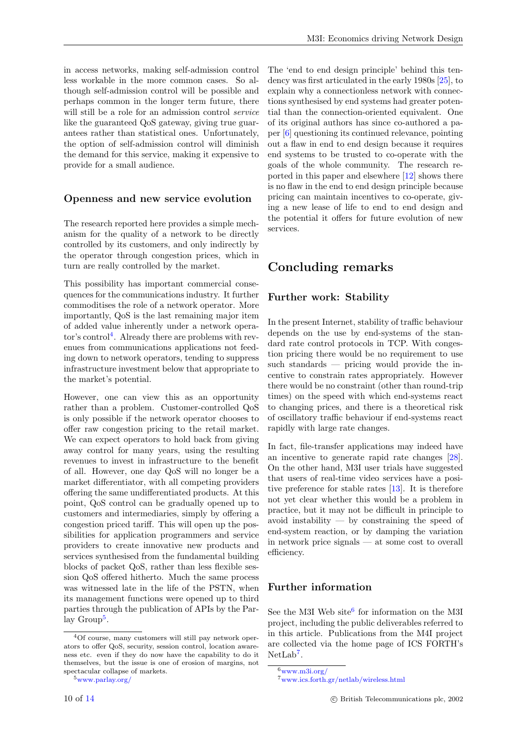in access networks, making self-admission control less workable in the more common cases. So although self-admission control will be possible and perhaps common in the longer term future, there will still be a role for an admission control *service* like the guaranteed QoS gateway, giving true guarantees rather than statistical ones. Unfortunately, the option of self-admission control will diminish the demand for this service, making it expensive to provide for a small audience.

### Openness and new service evolution

The research reported here provides a simple mechanism for the quality of a network to be directly controlled by its customers, and only indirectly by the operator through congestion prices, which in turn are really controlled by the market.

This possibility has important commercial consequences for the communications industry. It further commoditises the role of a network operator. More importantly, QoS is the last remaining major item of added value inherently under a network operator's control[4]. Already there are problems with revenues from communications applications not feeding down to network operators, tending to suppress infrastructure investment below that appropriate to the market's potential.

However, one can view this as an opportunity rather than a problem. Customer-controlled QoS is only possible if the network operator chooses to offer raw congestion pricing to the retail market. We can expect operators to hold back from giving away control for many years, using the resulting revenues to invest in infrastructure to the benefit of all. However, one day QoS will no longer be a market differentiator, with all competing providers offering the same undifferentiated products. At this point, QoS control can be gradually opened up to customers and intermediaries, simply by offering a congestion priced tariff. This will open up the possibilities for application programmers and service providers to create innovative new products and services synthesised from the fundamental building blocks of packet QoS, rather than less flexible session QoS offered hitherto. Much the same process was witnessed late in the life of the PSTN, when its management functions were opened up to third parties through the publication of APIs by the Parlay Group[5].

The 'end to end design principle' behind this tendency was first articulated in the early 1980s [25], to explain why a connectionless network with connections synthesised by end systems had greater potential than the connection-oriented equivalent. One of its original authors has since co-authored a paper [6] questioning its continued relevance, pointing out a flaw in end to end design because it requires end systems to be trusted to co-operate with the goals of the whole community. The research reported in this paper and elsewhere [12] shows there is no flaw in the end to end design principle because pricing can maintain incentives to co-operate, giving a new lease of life to end to end design and the potential it offers for future evolution of new services.

## Concluding remarks

### Further work: Stability

In the present Internet, stability of traffic behaviour depends on the use by end-systems of the standard rate control protocols in TCP. With congestion pricing there would be no requirement to use such standards — pricing would provide the incentive to constrain rates appropriately. However there would be no constraint (other than round-trip times) on the speed with which end-systems react to changing prices, and there is a theoretical risk of oscillatory traffic behaviour if end-systems react rapidly with large rate changes.

In fact, file-transfer applications may indeed have an incentive to generate rapid rate changes [28]. On the other hand, M3I user trials have suggested that users of real-time video services have a positive preference for stable rates [13]. It is therefore not yet clear whether this would be a problem in practice, but it may not be difficult in principle to avoid instability — by constraining the speed of end-system reaction, or by damping the variation in network price signals — at some cost to overall efficiency.

### Further information

See the M3I Web site[6] for information on the M3I project, including the public deliverables referred to in this article. Publications from the M4I project are collected via the home page of ICS FORTH's NetLab[7].

---

[4] Of course, many customers will still pay network operators to offer QoS, security, session control, location awareness etc. even if they do now have the capability to do it themselves, but the issue is one of erosion of margins, not spectacular collapse of markets.

[5] www.parlay.org/

[6] www.m3i.org/

[7] www.ics.forth.gr/netlab/wireless.html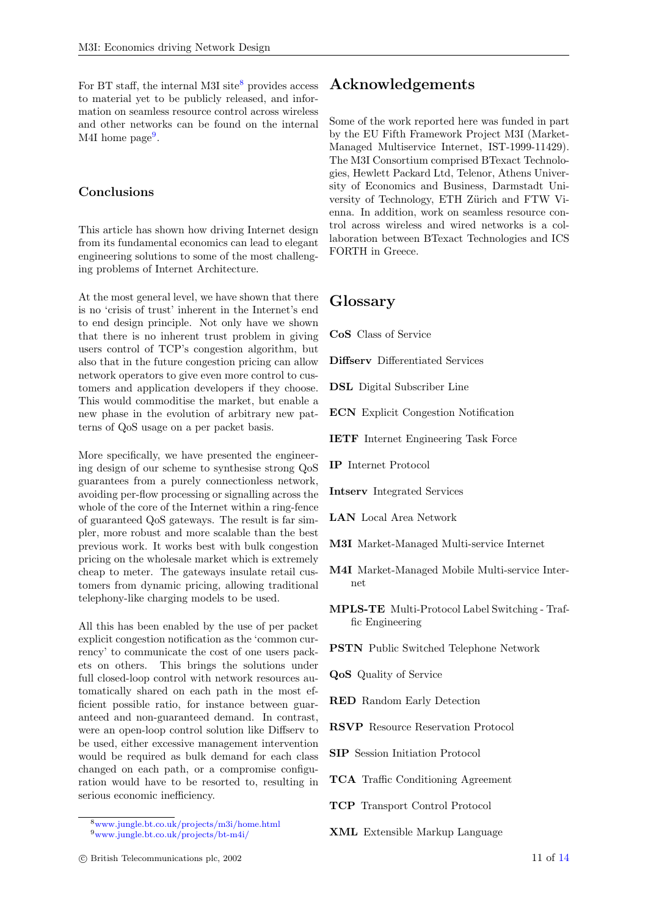For BT staff, the internal M3I site[8] provides access to material yet to be publicly released, and information on seamless resource control across wireless and other networks can be found on the internal M4I home page[9].

## Conclusions

This article has shown how driving Internet design from its fundamental economics can lead to elegant engineering solutions to some of the most challenging problems of Internet Architecture.

At the most general level, we have shown that there is no 'crisis of trust' inherent in the Internet's end to end design principle. Not only have we shown that there is no inherent trust problem in giving users control of TCP's congestion algorithm, but also that in the future congestion pricing can allow network operators to give even more control to customers and application developers if they choose. This would commoditise the market, but enable a new phase in the evolution of arbitrary new patterns of QoS usage on a per packet basis.

More specifically, we have presented the engineering design of our scheme to synthesise strong QoS guarantees from a purely connectionless network, avoiding per-flow processing or signalling across the whole of the core of the Internet within a ring-fence of guaranteed QoS gateways. The result is far simpler, more robust and more scalable than the best previous work. It works best with bulk congestion pricing on the wholesale market which is extremely cheap to meter. The gateways insulate retail customers from dynamic pricing, allowing traditional telephony-like charging models to be used.

All this has been enabled by the use of per packet explicit congestion notification as the 'common currency' to communicate the cost of one users packets on others. This brings the solutions under full closed-loop control with network resources automatically shared on each path in the most efficient possible ratio, for instance between guaranteed and non-guaranteed demand. In contrast, were an open-loop control solution like Diffserv to be used, either excessive management intervention would be required as bulk demand for each class changed on each path, or a compromise configuration would have to be resorted to, resulting in serious economic inefficiency.

[8] www.jungle.bt.co.uk/projects/m3i/home.html

[9] www.jungle.bt.co.uk/projects/bt-m4i/

# Acknowledgements

Some of the work reported here was funded in part by the EU Fifth Framework Project M3I (Market-Managed Multiservice Internet, IST-1999-11429). The M3I Consortium comprised BTexact Technologies, Hewlett Packard Ltd, Telenor, Athens University of Economics and Business, Darmstadt University of Technology, ETH Zürich and FTW Vienna. In addition, work on seamless resource control across wireless and wired networks is a collaboration between BTexact Technologies and ICS FORTH in Greece.

# Glossary

**CoS** Class of Service

**Diffserv** Differentiated Services

**DSL** Digital Subscriber Line

**ECN** Explicit Congestion Notification

**IETF** Internet Engineering Task Force

**IP** Internet Protocol

**Intserv** Integrated Services

**LAN** Local Area Network

**M3I** Market-Managed Multi-service Internet

**M4I** Market-Managed Mobile Multi-service Internet

**MPLS-TE** Multi-Protocol Label Switching - Traffic Engineering

**PSTN** Public Switched Telephone Network

**QoS** Quality of Service

**RED** Random Early Detection

**RSVP** Resource Reservation Protocol

**SIP** Session Initiation Protocol

**TCA** Traffic Conditioning Agreement

**TCP** Transport Control Protocol

**XML** Extensible Markup Language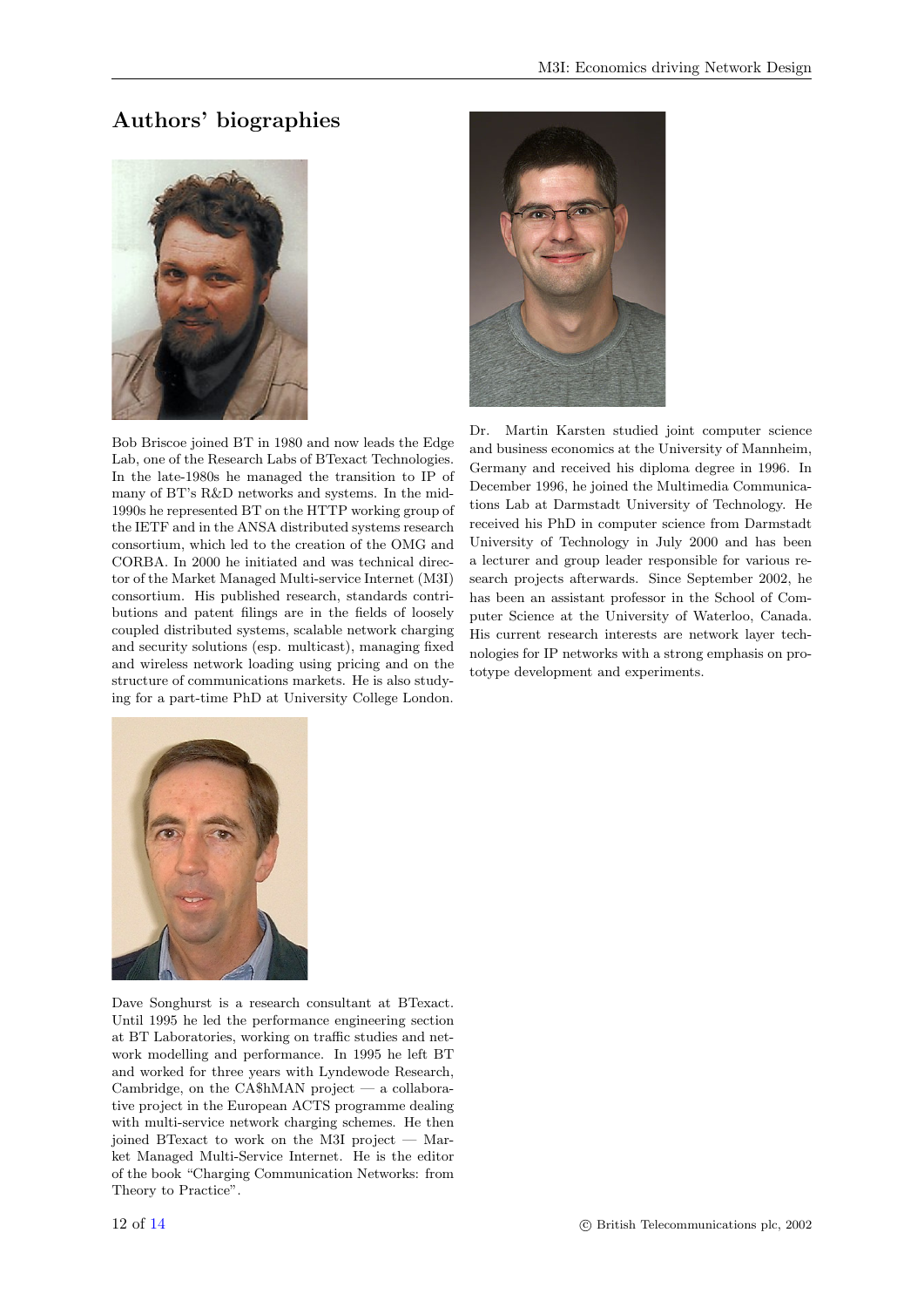## Authors' biographies

Bob Briscoe joined BT in 1980 and now leads the Edge Lab, one of the Research Labs of BTexact Technologies. In the late-1980s he managed the transition to IP of many of BT's R&D networks and systems. In the mid-1990s he represented BT on the HTTP working group of the IETF and in the ANSA distributed systems research consortium, which led to the creation of the OMG and CORBA. In 2000 he initiated and was technical director of the Market Managed Multi-service Internet (M3I) consortium. His published research, standards contributions and patent filings are in the fields of loosely coupled distributed systems, scalable network charging and security solutions (esp. multicast), managing fixed and wireless network loading using pricing and on the structure of communications markets. He is also studying for a part-time PhD at University College London.

Dave Songhurst is a research consultant at BTexact. Until 1995 he led the performance engineering section at BT Laboratories, working on traffic studies and network modelling and performance. In 1995 he left BT and worked for three years with Lyndewode Research, Cambridge, on the CA$hMAN project — a collaborative project in the European ACTS programme dealing with multi-service network charging schemes. He then joined BTexact to work on the M3I project — Market Managed Multi-Service Internet. He is the editor of the book "Charging Communication Networks: from Theory to Practice".

Dr. Martin Karsten studied joint computer science and business economics at the University of Mannheim, Germany and received his diploma degree in 1996. In December 1996, he joined the Multimedia Communications Lab at Darmstadt University of Technology. He received his PhD in computer science from Darmstadt University of Technology in July 2000 and has been a lecturer and group leader responsible for various research projects afterwards. Since September 2002, he has been an assistant professor in the School of Computer Science at the University of Waterloo, Canada. His current research interests are network layer technologies for IP networks with a strong emphasis on prototype development and experiments.

© British Telecommunications plc, 2002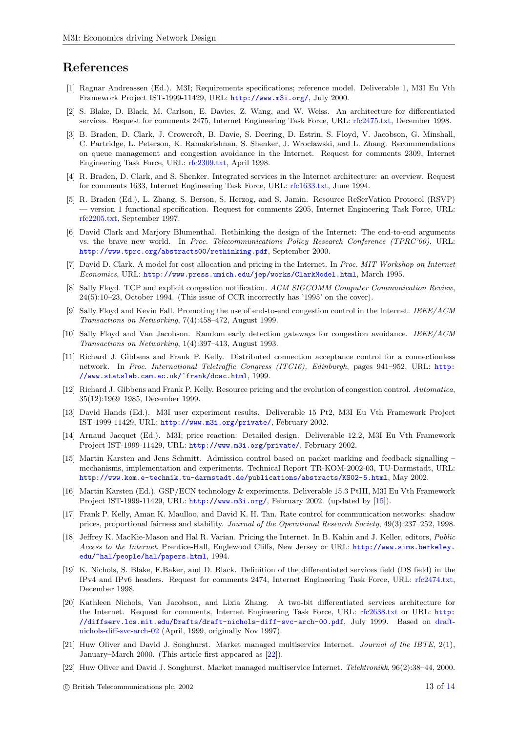# References

[1] Ragnar Andreassen (Ed.). M3I; Requirements specifications; reference model. Deliverable 1, M3I Eu Vth Framework Project IST-1999-11429, URL: http://www.m3i.org/, July 2000.

[2] S. Blake, D. Black, M. Carlson, E. Davies, Z. Wang, and W. Weiss. An architecture for differentiated services. Request for comments 2475, Internet Engineering Task Force, URL: rfc2475.txt, December 1998.

[3] B. Braden, D. Clark, J. Crowcroft, B. Davie, S. Deering, D. Estrin, S. Floyd, V. Jacobson, G. Minshall, C. Partridge, L. Peterson, K. Ramakrishnan, S. Shenker, J. Wroclawski, and L. Zhang. Recommendations on queue management and congestion avoidance in the Internet. Request for comments 2309, Internet Engineering Task Force, URL: rfc2309.txt, April 1998.

[4] R. Braden, D. Clark, and S. Shenker. Integrated services in the Internet architecture: an overview. Request for comments 1633, Internet Engineering Task Force, URL: rfc1633.txt, June 1994.

[5] R. Braden (Ed.), L. Zhang, S. Berson, S. Herzog, and S. Jamin. Resource ReSerVation Protocol (RSVP) — version 1 functional specification. Request for comments 2205, Internet Engineering Task Force, URL: rfc2205.txt, September 1997.

[6] David Clark and Marjory Blumenthal. Rethinking the design of the Internet: The end-to-end arguments vs. the brave new world. In *Proc. Telecommunications Policy Research Conference (TPRC'00)*, URL: http://www.tprc.org/abstracts00/rethinking.pdf, September 2000.

[7] David D. Clark. A model for cost allocation and pricing in the Internet. In *Proc. MIT Workshop on Internet Economics*, URL: http://www.press.umich.edu/jep/works/ClarkModel.html, March 1995.

[8] Sally Floyd. TCP and explicit congestion notification. *ACM SIGCOMM Computer Communication Review*, 24(5):10–23, October 1994. (This issue of CCR incorrectly has '1995' on the cover).

[9] Sally Floyd and Kevin Fall. Promoting the use of end-to-end congestion control in the Internet. *IEEE/ACM Transactions on Networking*, 7(4):458–472, August 1999.

[10] Sally Floyd and Van Jacobson. Random early detection gateways for congestion avoidance. *IEEE/ACM Transactions on Networking*, 1(4):397–413, August 1993.

[11] Richard J. Gibbens and Frank P. Kelly. Distributed connection acceptance control for a connectionless network. In *Proc. International Teletraffic Congress (ITC16), Edinburgh*, pages 941–952, URL: http://www.statslab.cam.ac.uk/~frank/dcac.html, 1999.

[12] Richard J. Gibbens and Frank P. Kelly. Resource pricing and the evolution of congestion control. *Automatica*, 35(12):1969–1985, December 1999.

[13] David Hands (Ed.). M3I user experiment results. Deliverable 15 Pt2, M3I Eu Vth Framework Project IST-1999-11429, URL: http://www.m3i.org/private/, February 2002.

[14] Arnaud Jacquet (Ed.). M3I; price reaction: Detailed design. Deliverable 12.2, M3I Eu Vth Framework Project IST-1999-11429, URL: http://www.m3i.org/private/, February 2002.

[15] Martin Karsten and Jens Schmitt. Admission control based on packet marking and feedback signalling – mechanisms, implementation and experiments. Technical Report TR-KOM-2002-03, TU-Darmstadt, URL: http://www.kom.e-technik.tu-darmstadt.de/publications/abstracts/KS02-5.html, May 2002.

[16] Martin Karsten (Ed.). GSP/ECN technology & experiments. Deliverable 15.3 PtIII, M3I Eu Vth Framework Project IST-1999-11429, URL: http://www.m3i.org/, February 2002. (updated by [15]).

[17] Frank P. Kelly, Aman K. Maulloo, and David K. H. Tan. Rate control for communication networks: shadow prices, proportional fairness and stability. *Journal of the Operational Research Society*, 49(3):237–252, 1998.

[18] Jeffrey K. MacKie-Mason and Hal R. Varian. Pricing the Internet. In B. Kahin and J. Keller, editors, *Public Access to the Internet*. Prentice-Hall, Englewood Cliffs, New Jersey or URL: http://www.sims.berkeley.edu/~hal/people/hal/papers.html, 1994.

[19] K. Nichols, S. Blake, F.Baker, and D. Black. Definition of the differentiated services field (DS field) in the IPv4 and IPv6 headers. Request for comments 2474, Internet Engineering Task Force, URL: rfc2474.txt, December 1998.

[20] Kathleen Nichols, Van Jacobson, and Lixia Zhang. A two-bit differentiated services architecture for the Internet. Request for comments, Internet Engineering Task Force, URL: rfc2638.txt or URL: http://diffserv.lcs.mit.edu/Drafts/draft-nichols-diff-svc-arch-00.pdf, July 1999. Based on draft-nichols-diff-svc-arch-02 (April, 1999, originally Nov 1997).

[21] Huw Oliver and David J. Songhurst. Market managed multiservice Internet. *Journal of the IBTE*, 2(1), January–March 2000. (This article first appeared as [22]).

[22] Huw Oliver and David J. Songhurst. Market managed multiservice Internet. *Telektronikk*, 96(2):38–44, 2000.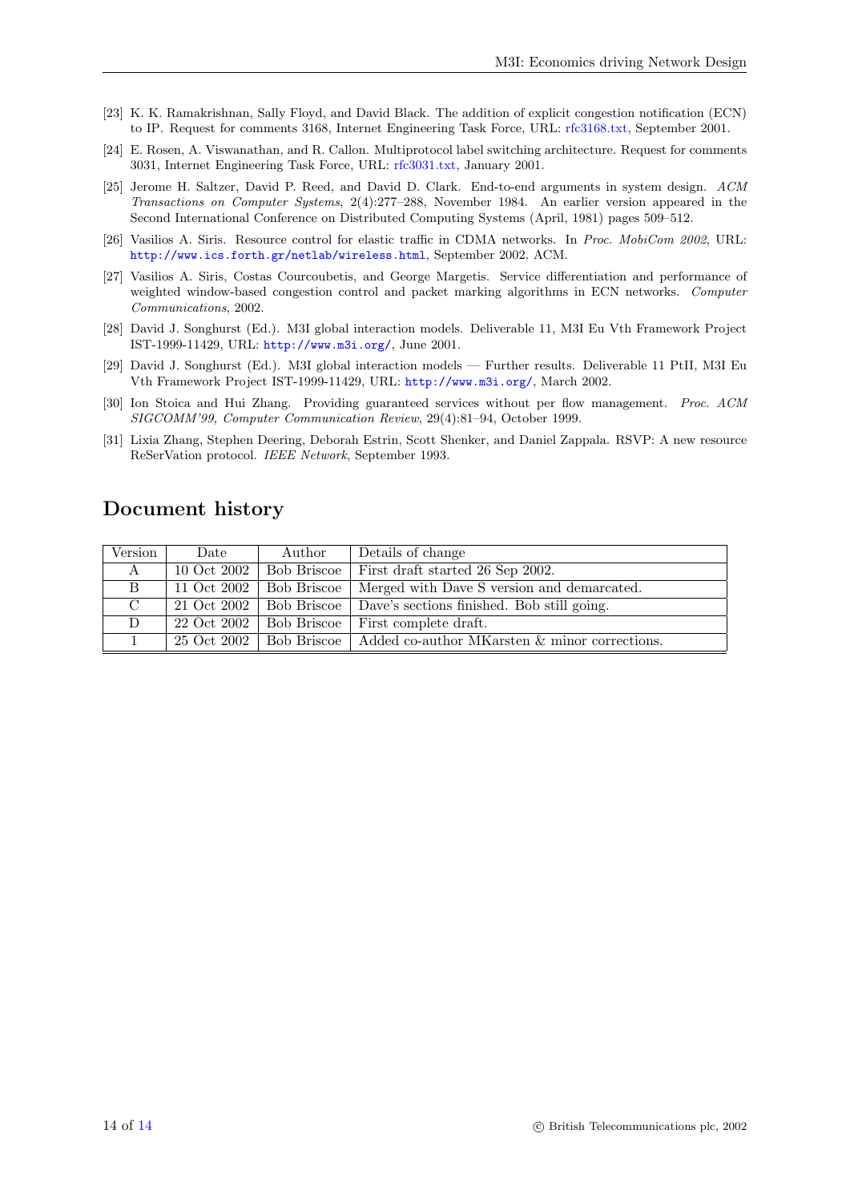[23] K. K. Ramakrishnan, Sally Floyd, and David Black. The addition of explicit congestion notification (ECN) to IP. Request for comments 3168, Internet Engineering Task Force, URL: rfc3168.txt, September 2001.

[24] E. Rosen, A. Viswanathan, and R. Callon. Multiprotocol label switching architecture. Request for comments 3031, Internet Engineering Task Force, URL: rfc3031.txt, January 2001.

[25] Jerome H. Saltzer, David P. Reed, and David D. Clark. End-to-end arguments in system design. *ACM Transactions on Computer Systems*, 2(4):277–288, November 1984. An earlier version appeared in the Second International Conference on Distributed Computing Systems (April, 1981) pages 509–512.

[26] Vasilios A. Siris. Resource control for elastic traffic in CDMA networks. In *Proc. MobiCom 2002*, URL: `http://www.ics.forth.gr/netlab/wireless.html`, September 2002. ACM.

[27] Vasilios A. Siris, Costas Courcoubetis, and George Margetis. Service differentiation and performance of weighted window-based congestion control and packet marking algorithms in ECN networks. *Computer Communications*, 2002.

[28] David J. Songhurst (Ed.). M3I global interaction models. Deliverable 11, M3I Eu Vth Framework Project IST-1999-11429, URL: `http://www.m3i.org/`, June 2001.

[29] David J. Songhurst (Ed.). M3I global interaction models — Further results. Deliverable 11 PtII, M3I Eu Vth Framework Project IST-1999-11429, URL: `http://www.m3i.org/`, March 2002.

[30] Ion Stoica and Hui Zhang. Providing guaranteed services without per flow management. *Proc. ACM SIGCOMM'99, Computer Communication Review*, 29(4):81–94, October 1999.

[31] Lixia Zhang, Stephen Deering, Deborah Estrin, Scott Shenker, and Daniel Zappala. RSVP: A new resource ReSerVation protocol. *IEEE Network*, September 1993.

# Document history

| Version | Date | Author | Details of change |
|---|---|---|---|
| A | 10 Oct 2002 | Bob Briscoe | First draft started 26 Sep 2002. |
| B | 11 Oct 2002 | Bob Briscoe | Merged with Dave S version and demarcated. |
| C | 21 Oct 2002 | Bob Briscoe | Dave's sections finished. Bob still going. |
| D | 22 Oct 2002 | Bob Briscoe | First complete draft. |
| 1 | 25 Oct 2002 | Bob Briscoe | Added co-author MKarsten & minor corrections. |

© British Telecommunications plc, 2002